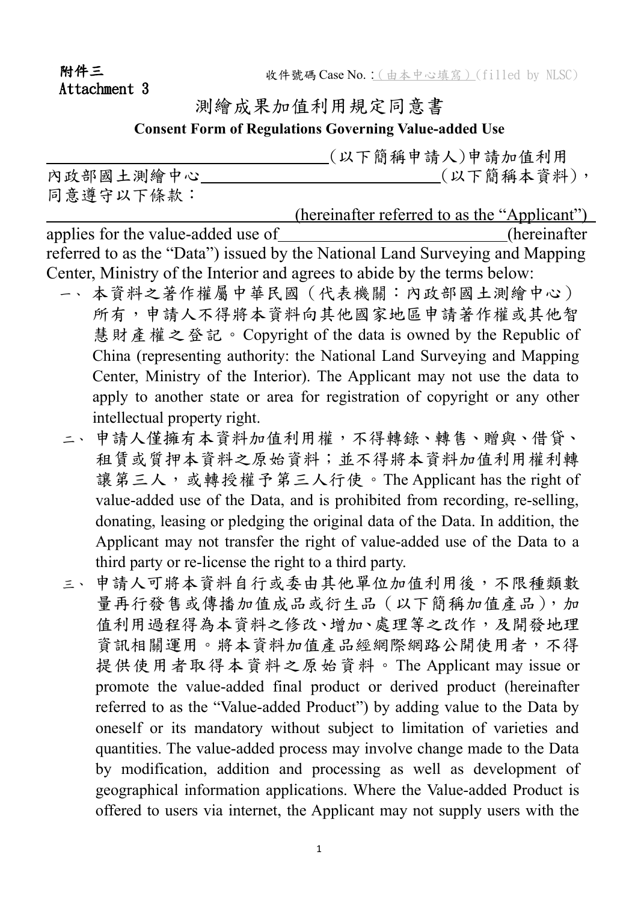**附件三**
**Attachment 3**

收件號碼 Case No. :（由本中心填寫）(filled by NLSC)

# 測繪成果加值利用規定同意書

## Consent Form of Regulations Governing Value-added Use

＿＿＿＿＿＿＿＿＿＿＿＿＿＿（以下簡稱申請人)申請加值利用內政部國土測繪中心＿＿＿＿＿＿＿＿＿＿＿＿（以下簡稱本資料)，同意遵守以下條款：

＿＿＿＿＿＿＿＿＿＿＿＿＿＿ (hereinafter referred to as the "Applicant") applies for the value-added use of＿＿＿＿＿＿＿＿＿＿＿＿(hereinafter referred to as the "Data") issued by the National Land Surveying and Mapping Center, Ministry of the Interior and agrees to abide by the terms below:

一、本資料之著作權屬中華民國（代表機關：內政部國土測繪中心）所有，申請人不得將本資料向其他國家地區申請著作權或其他智慧財產權之登記。Copyright of the data is owned by the Republic of China (representing authority: the National Land Surveying and Mapping Center, Ministry of the Interior). The Applicant may not use the data to apply to another state or area for registration of copyright or any other intellectual property right.

二、申請人僅擁有本資料加值利用權，不得轉錄、轉售、贈與、借貸、租賃或質押本資料之原始資料；並不得將本資料加值利用權利轉讓第三人，或轉授權予第三人行使。The Applicant has the right of value-added use of the Data, and is prohibited from recording, re-selling, donating, leasing or pledging the original data of the Data. In addition, the Applicant may not transfer the right of value-added use of the Data to a third party or re-license the right to a third party.

三、申請人可將本資料自行或委由其他單位加值利用後，不限種類數量再行發售或傳播加值成品或衍生品（以下簡稱加值產品)，加值利用過程得為本資料之修改、增加、處理等之改作，及開發地理資訊相關運用。將本資料加值產品經網際網路公開使用者，不得提供使用者取得本資料之原始資料。The Applicant may issue or promote the value-added final product or derived product (hereinafter referred to as the "Value-added Product") by adding value to the Data by oneself or its mandatory without subject to limitation of varieties and quantities. The value-added process may involve change made to the Data by modification, addition and processing as well as development of geographical information applications. Where the Value-added Product is offered to users via internet, the Applicant may not supply users with the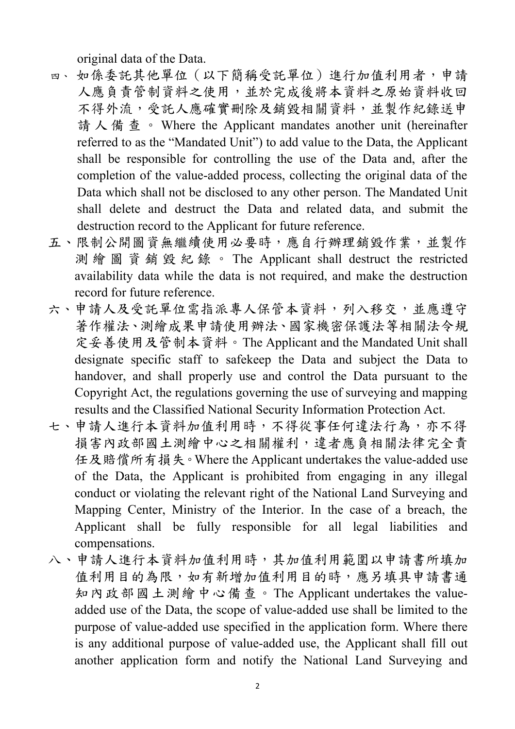original data of the Data.

四、如係委託其他單位（以下簡稱受託單位）進行加值利用者，申請人應負責管制資料之使用，並於完成後將本資料之原始資料收回不得外流，受託人應確實刪除及銷毀相關資料，並製作紀錄送申請人備查。Where the Applicant mandates another unit (hereinafter referred to as the "Mandated Unit") to add value to the Data, the Applicant shall be responsible for controlling the use of the Data and, after the completion of the value-added process, collecting the original data of the Data which shall not be disclosed to any other person. The Mandated Unit shall delete and destruct the Data and related data, and submit the destruction record to the Applicant for future reference.

五、限制公開圖資無繼續使用必要時，應自行辦理銷毀作業，並製作測繪圖資銷毀紀錄。The Applicant shall destruct the restricted availability data while the data is not required, and make the destruction record for future reference.

六、申請人及受託單位需指派專人保管本資料，列入移交，並應遵守著作權法、測繪成果申請使用辦法、國家機密保護法等相關法令規定妥善使用及管制本資料。The Applicant and the Mandated Unit shall designate specific staff to safekeep the Data and subject the Data to handover, and shall properly use and control the Data pursuant to the Copyright Act, the regulations governing the use of surveying and mapping results and the Classified National Security Information Protection Act.

七、申請人進行本資料加值利用時，不得從事任何違法行為，亦不得損害內政部國土測繪中心之相關權利，違者應負相關法律完全責任及賠償所有損失。Where the Applicant undertakes the value-added use of the Data, the Applicant is prohibited from engaging in any illegal conduct or violating the relevant right of the National Land Surveying and Mapping Center, Ministry of the Interior. In the case of a breach, the Applicant shall be fully responsible for all legal liabilities and compensations.

八、申請人進行本資料加值利用時，其加值利用範圍以申請書所填加值利用目的為限，如有新增加值利用目的時，應另填具申請書通知內政部國土測繪中心備查。The Applicant undertakes the value-added use of the Data, the scope of value-added use shall be limited to the purpose of value-added use specified in the application form. Where there is any additional purpose of value-added use, the Applicant shall fill out another application form and notify the National Land Surveying and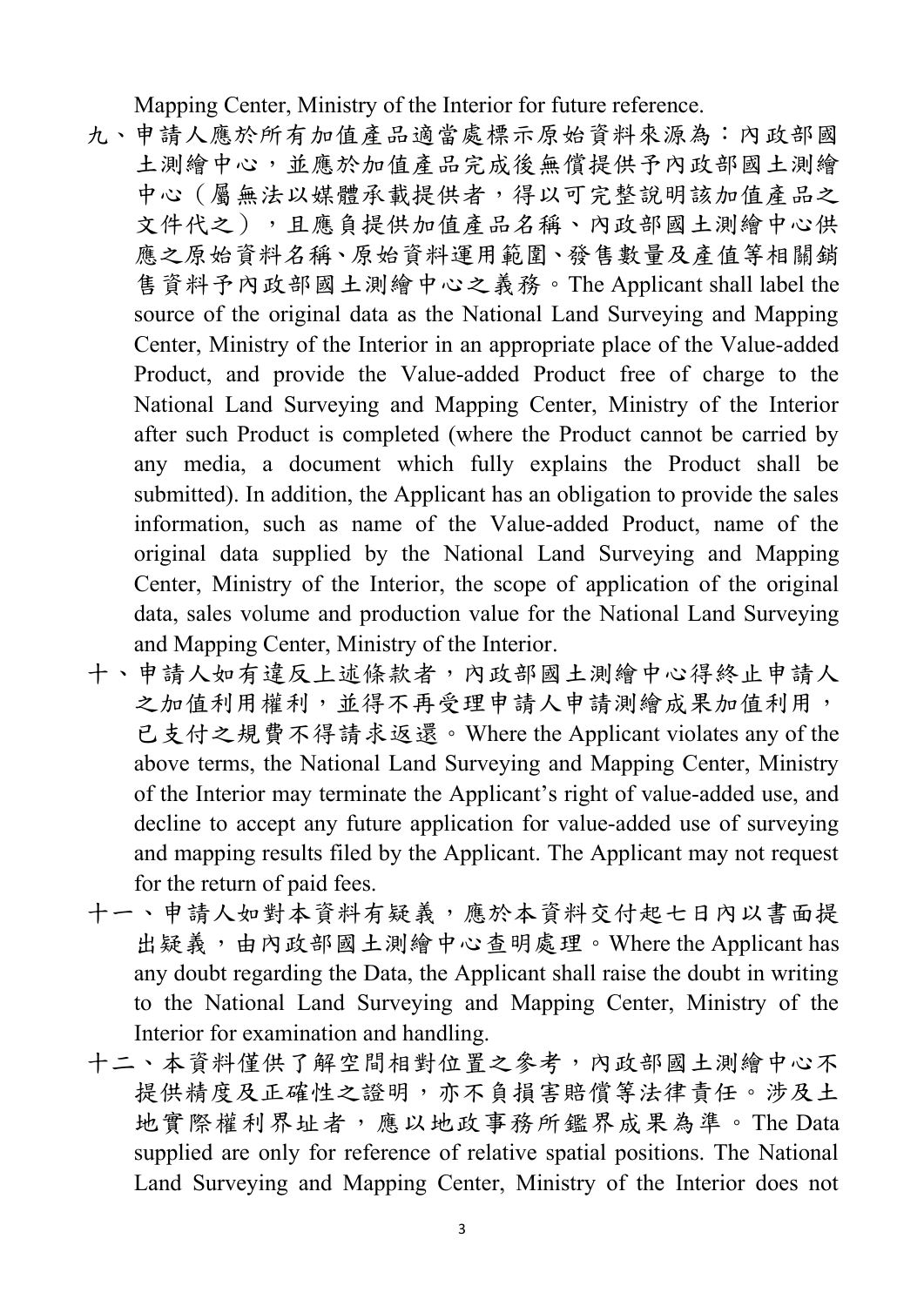Mapping Center, Ministry of the Interior for future reference.

九、申請人應於所有加值產品適當處標示原始資料來源為：內政部國土測繪中心，並應於加值產品完成後無償提供予內政部國土測繪中心（屬無法以媒體承載提供者，得以可完整說明該加值產品之文件代之），且應負提供加值產品名稱、內政部國土測繪中心供應之原始資料名稱、原始資料運用範圍、發售數量及產值等相關銷售資料予內政部國土測繪中心之義務。The Applicant shall label the source of the original data as the National Land Surveying and Mapping Center, Ministry of the Interior in an appropriate place of the Value-added Product, and provide the Value-added Product free of charge to the National Land Surveying and Mapping Center, Ministry of the Interior after such Product is completed (where the Product cannot be carried by any media, a document which fully explains the Product shall be submitted). In addition, the Applicant has an obligation to provide the sales information, such as name of the Value-added Product, name of the original data supplied by the National Land Surveying and Mapping Center, Ministry of the Interior, the scope of application of the original data, sales volume and production value for the National Land Surveying and Mapping Center, Ministry of the Interior.

十、申請人如有違反上述條款者，內政部國土測繪中心得終止申請人之加值利用權利，並得不再受理申請人申請測繪成果加值利用，已支付之規費不得請求返還。Where the Applicant violates any of the above terms, the National Land Surveying and Mapping Center, Ministry of the Interior may terminate the Applicant's right of value-added use, and decline to accept any future application for value-added use of surveying and mapping results filed by the Applicant. The Applicant may not request for the return of paid fees.

十一、申請人如對本資料有疑義，應於本資料交付起七日內以書面提出疑義，由內政部國土測繪中心查明處理。Where the Applicant has any doubt regarding the Data, the Applicant shall raise the doubt in writing to the National Land Surveying and Mapping Center, Ministry of the Interior for examination and handling.

十二、本資料僅供了解空間相對位置之參考，內政部國土測繪中心不提供精度及正確性之證明，亦不負損害賠償等法律責任。涉及土地實際權利界址者，應以地政事務所鑑界成果為準。The Data supplied are only for reference of relative spatial positions. The National Land Surveying and Mapping Center, Ministry of the Interior does not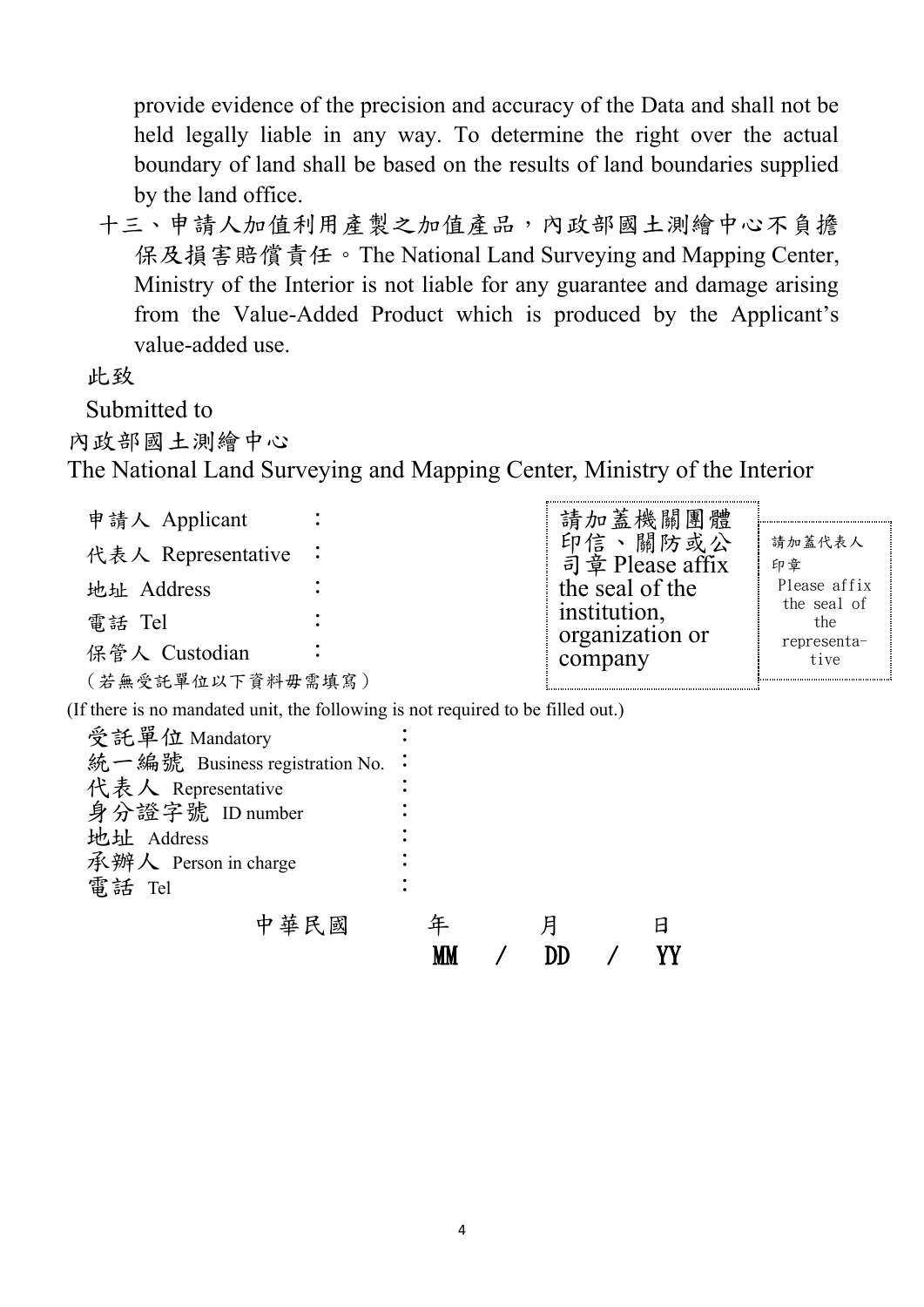provide evidence of the precision and accuracy of the Data and shall not be held legally liable in any way. To determine the right over the actual boundary of land shall be based on the results of land boundaries supplied by the land office.

十三、申請人加值利用產製之加值產品，內政部國土測繪中心不負擔保及損害賠償責任。The National Land Surveying and Mapping Center, Ministry of the Interior is not liable for any guarantee and damage arising from the Value-Added Product which is produced by the Applicant's value-added use.

此致

Submitted to

內政部國土測繪中心

The National Land Surveying and Mapping Center, Ministry of the Interior

申請人 Applicant ：

代表人 Representative ：

地址 Address ：

電話 Tel ：

保管人 Custodian ：

（若無受託單位以下資料毋需填寫）

(If there is no mandated unit, the following is not required to be filled out.)

請加蓋機關團體印信、關防或公司章 Please affix the seal of the institution, organization or company

請加蓋代表人印章 Please affix the seal of the representative

受託單位 Mandatory ：

統一編號 Business registration No. ：

代表人 Representative ：

身分證字號 ID number ：

地址 Address ：

承辦人 Person in charge ：

電話 Tel ：

中華民國 年 月 日

MM / DD / YY